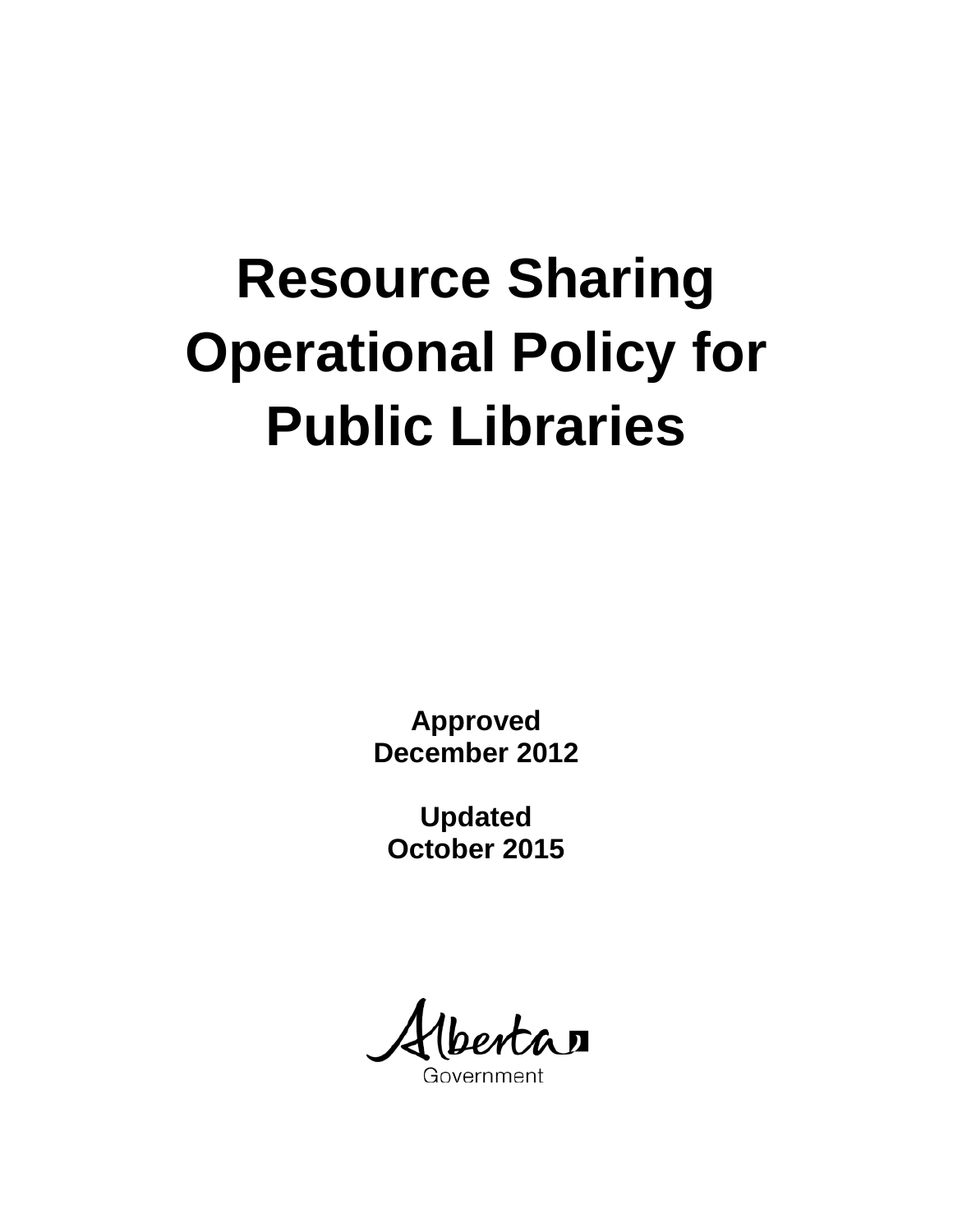# Resource Sharing Operational Policy for Public Libraries

**Approved**
**December 2012**

**Updated**
**October 2015**

Alberta Government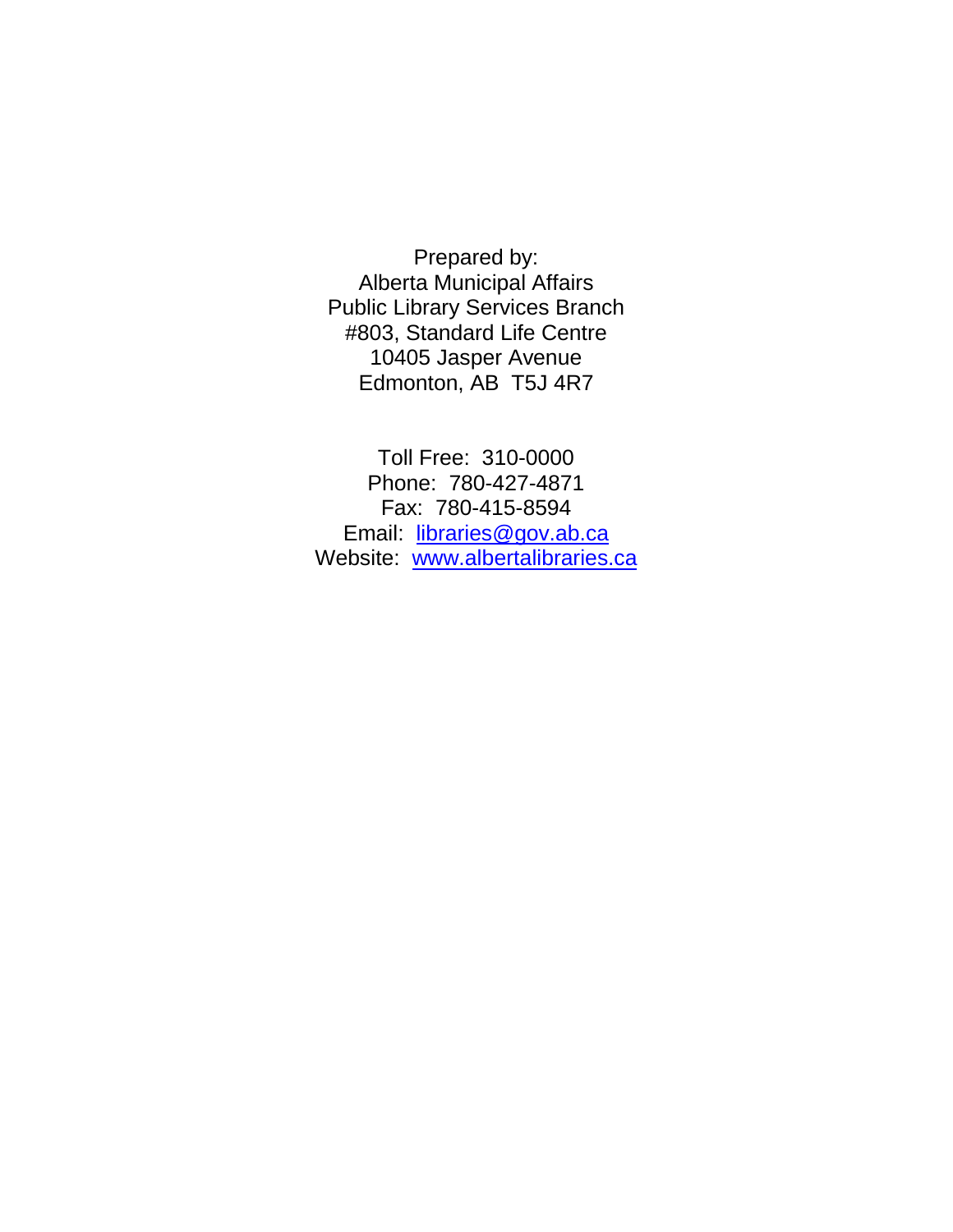Prepared by:
Alberta Municipal Affairs
Public Library Services Branch
#803, Standard Life Centre
10405 Jasper Avenue
Edmonton, AB  T5J 4R7

Toll Free:  310-0000
Phone:  780-427-4871
Fax:  780-415-8594
Email:  [libraries@gov.ab.ca](mailto:libraries@gov.ab.ca)
Website:  [www.albertalibraries.ca](http://www.albertalibraries.ca)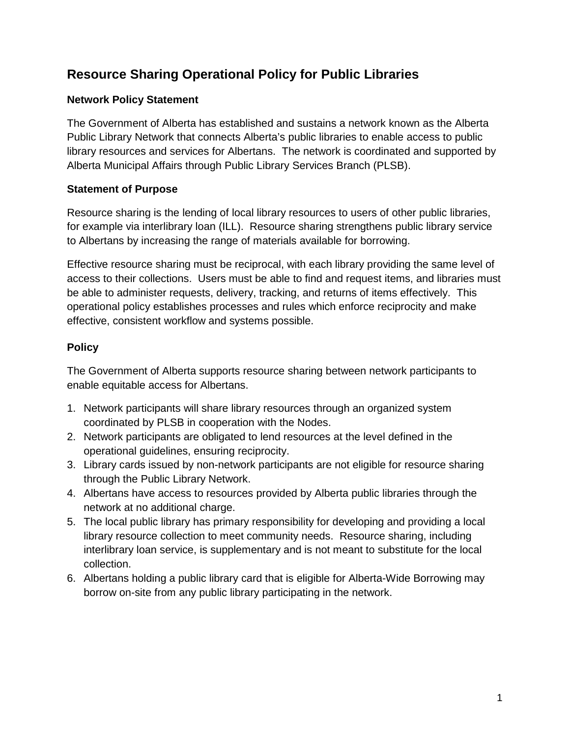# Resource Sharing Operational Policy for Public Libraries

### Network Policy Statement

The Government of Alberta has established and sustains a network known as the Alberta Public Library Network that connects Alberta's public libraries to enable access to public library resources and services for Albertans. The network is coordinated and supported by Alberta Municipal Affairs through Public Library Services Branch (PLSB).

### Statement of Purpose

Resource sharing is the lending of local library resources to users of other public libraries, for example via interlibrary loan (ILL). Resource sharing strengthens public library service to Albertans by increasing the range of materials available for borrowing.

Effective resource sharing must be reciprocal, with each library providing the same level of access to their collections. Users must be able to find and request items, and libraries must be able to administer requests, delivery, tracking, and returns of items effectively. This operational policy establishes processes and rules which enforce reciprocity and make effective, consistent workflow and systems possible.

## Policy

The Government of Alberta supports resource sharing between network participants to enable equitable access for Albertans.

1. Network participants will share library resources through an organized system coordinated by PLSB in cooperation with the Nodes.
2. Network participants are obligated to lend resources at the level defined in the operational guidelines, ensuring reciprocity.
3. Library cards issued by non-network participants are not eligible for resource sharing through the Public Library Network.
4. Albertans have access to resources provided by Alberta public libraries through the network at no additional charge.
5. The local public library has primary responsibility for developing and providing a local library resource collection to meet community needs. Resource sharing, including interlibrary loan service, is supplementary and is not meant to substitute for the local collection.
6. Albertans holding a public library card that is eligible for Alberta-Wide Borrowing may borrow on-site from any public library participating in the network.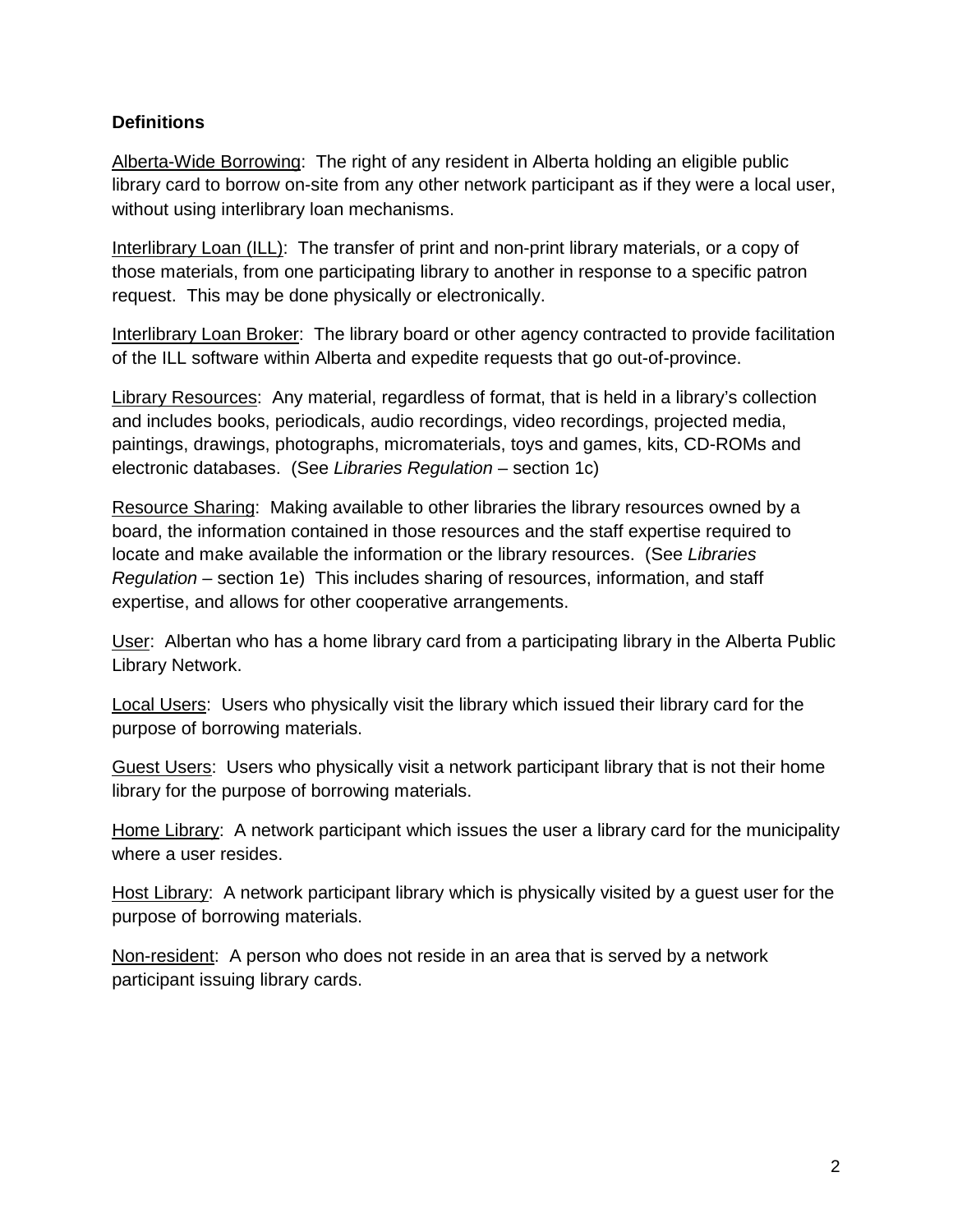**Definitions**

Alberta-Wide Borrowing: The right of any resident in Alberta holding an eligible public library card to borrow on-site from any other network participant as if they were a local user, without using interlibrary loan mechanisms.

Interlibrary Loan (ILL): The transfer of print and non-print library materials, or a copy of those materials, from one participating library to another in response to a specific patron request. This may be done physically or electronically.

Interlibrary Loan Broker: The library board or other agency contracted to provide facilitation of the ILL software within Alberta and expedite requests that go out-of-province.

Library Resources: Any material, regardless of format, that is held in a library's collection and includes books, periodicals, audio recordings, video recordings, projected media, paintings, drawings, photographs, micromaterials, toys and games, kits, CD-ROMs and electronic databases. (See *Libraries Regulation* – section 1c)

Resource Sharing: Making available to other libraries the library resources owned by a board, the information contained in those resources and the staff expertise required to locate and make available the information or the library resources. (See *Libraries Regulation* – section 1e) This includes sharing of resources, information, and staff expertise, and allows for other cooperative arrangements.

User: Albertan who has a home library card from a participating library in the Alberta Public Library Network.

Local Users: Users who physically visit the library which issued their library card for the purpose of borrowing materials.

Guest Users: Users who physically visit a network participant library that is not their home library for the purpose of borrowing materials.

Home Library: A network participant which issues the user a library card for the municipality where a user resides.

Host Library: A network participant library which is physically visited by a guest user for the purpose of borrowing materials.

Non-resident: A person who does not reside in an area that is served by a network participant issuing library cards.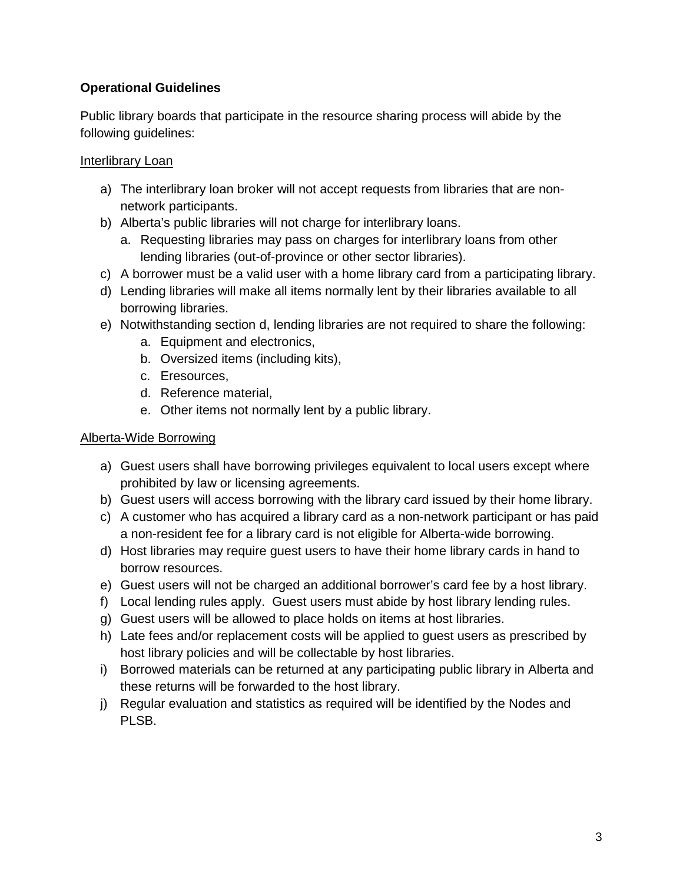**Operational Guidelines**

Public library boards that participate in the resource sharing process will abide by the following guidelines:

Interlibrary Loan

a) The interlibrary loan broker will not accept requests from libraries that are non-network participants.
b) Alberta's public libraries will not charge for interlibrary loans.
    a. Requesting libraries may pass on charges for interlibrary loans from other lending libraries (out-of-province or other sector libraries).
c) A borrower must be a valid user with a home library card from a participating library.
d) Lending libraries will make all items normally lent by their libraries available to all borrowing libraries.
e) Notwithstanding section d, lending libraries are not required to share the following:
    a. Equipment and electronics,
    b. Oversized items (including kits),
    c. Eresources,
    d. Reference material,
    e. Other items not normally lent by a public library.

Alberta-Wide Borrowing

a) Guest users shall have borrowing privileges equivalent to local users except where prohibited by law or licensing agreements.
b) Guest users will access borrowing with the library card issued by their home library.
c) A customer who has acquired a library card as a non-network participant or has paid a non-resident fee for a library card is not eligible for Alberta-wide borrowing.
d) Host libraries may require guest users to have their home library cards in hand to borrow resources.
e) Guest users will not be charged an additional borrower's card fee by a host library.
f) Local lending rules apply. Guest users must abide by host library lending rules.
g) Guest users will be allowed to place holds on items at host libraries.
h) Late fees and/or replacement costs will be applied to guest users as prescribed by host library policies and will be collectable by host libraries.
i) Borrowed materials can be returned at any participating public library in Alberta and these returns will be forwarded to the host library.
j) Regular evaluation and statistics as required will be identified by the Nodes and PLSB.